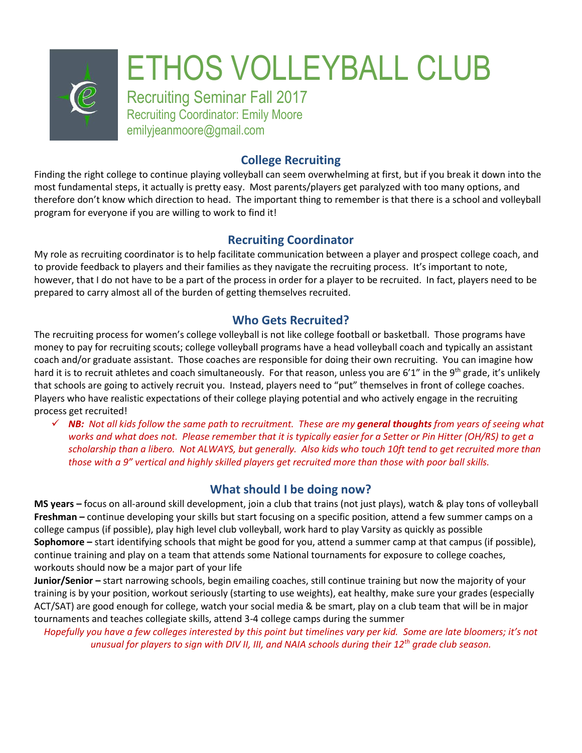# ETHOS VOLLEYBALL CLUB

Recruiting Seminar Fall 2017
Recruiting Coordinator: Emily Moore
emilyjeanmoore@gmail.com

## College Recruiting

Finding the right college to continue playing volleyball can seem overwhelming at first, but if you break it down into the most fundamental steps, it actually is pretty easy. Most parents/players get paralyzed with too many options, and therefore don't know which direction to head. The important thing to remember is that there is a school and volleyball program for everyone if you are willing to work to find it!

## Recruiting Coordinator

My role as recruiting coordinator is to help facilitate communication between a player and prospect college coach, and to provide feedback to players and their families as they navigate the recruiting process. It's important to note, however, that I do not have to be a part of the process in order for a player to be recruited. In fact, players need to be prepared to carry almost all of the burden of getting themselves recruited.

## Who Gets Recruited?

The recruiting process for women's college volleyball is not like college football or basketball. Those programs have money to pay for recruiting scouts; college volleyball programs have a head volleyball coach and typically an assistant coach and/or graduate assistant. Those coaches are responsible for doing their own recruiting. You can imagine how hard it is to recruit athletes and coach simultaneously. For that reason, unless you are 6'1" in the 9th grade, it's unlikely that schools are going to actively recruit you. Instead, players need to "put" themselves in front of college coaches. Players who have realistic expectations of their college playing potential and who actively engage in the recruiting process get recruited!

- ✓ ***NB:*** *Not all kids follow the same path to recruitment. These are my* ***general thoughts*** *from years of seeing what works and what does not. Please remember that it is typically easier for a Setter or Pin Hitter (OH/RS) to get a scholarship than a libero. Not ALWAYS, but generally. Also kids who touch 10ft tend to get recruited more than those with a 9" vertical and highly skilled players get recruited more than those with poor ball skills.*

## What should I be doing now?

**MS years –** focus on all-around skill development, join a club that trains (not just plays), watch & play tons of volleyball

**Freshman –** continue developing your skills but start focusing on a specific position, attend a few summer camps on a college campus (if possible), play high level club volleyball, work hard to play Varsity as quickly as possible

**Sophomore –** start identifying schools that might be good for you, attend a summer camp at that campus (if possible), continue training and play on a team that attends some National tournaments for exposure to college coaches, workouts should now be a major part of your life

**Junior/Senior –** start narrowing schools, begin emailing coaches, still continue training but now the majority of your training is by your position, workout seriously (starting to use weights), eat healthy, make sure your grades (especially ACT/SAT) are good enough for college, watch your social media & be smart, play on a club team that will be in major tournaments and teaches collegiate skills, attend 3-4 college camps during the summer

*Hopefully you have a few colleges interested by this point but timelines vary per kid. Some are late bloomers; it's not unusual for players to sign with DIV II, III, and NAIA schools during their 12th grade club season.*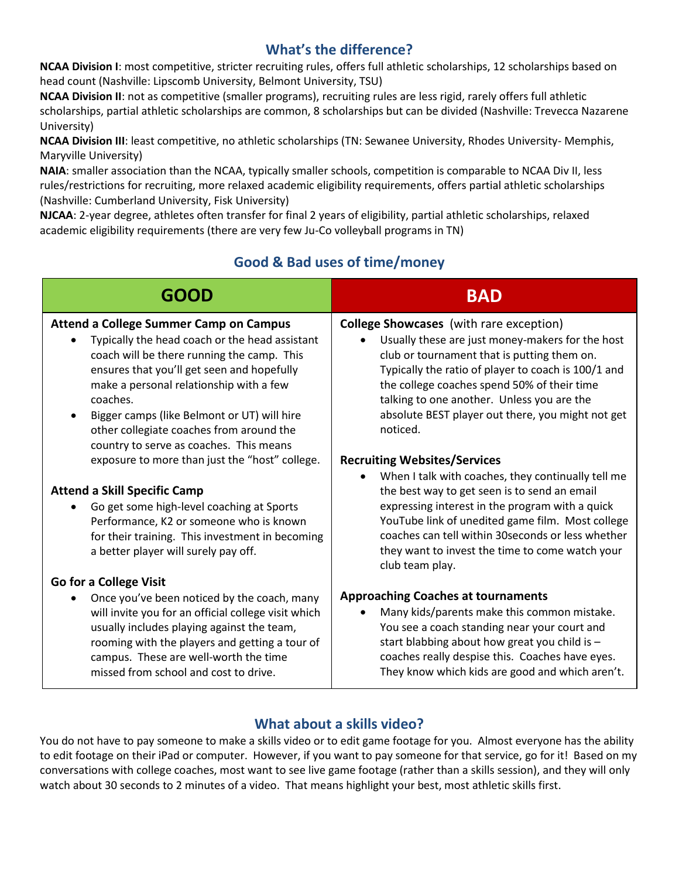## What's the difference?

**NCAA Division I**: most competitive, stricter recruiting rules, offers full athletic scholarships, 12 scholarships based on head count (Nashville: Lipscomb University, Belmont University, TSU)

**NCAA Division II**: not as competitive (smaller programs), recruiting rules are less rigid, rarely offers full athletic scholarships, partial athletic scholarships are common, 8 scholarships but can be divided (Nashville: Trevecca Nazarene University)

**NCAA Division III**: least competitive, no athletic scholarships (TN: Sewanee University, Rhodes University- Memphis, Maryville University)

**NAIA**: smaller association than the NCAA, typically smaller schools, competition is comparable to NCAA Div II, less rules/restrictions for recruiting, more relaxed academic eligibility requirements, offers partial athletic scholarships (Nashville: Cumberland University, Fisk University)

**NJCAA**: 2-year degree, athletes often transfer for final 2 years of eligibility, partial athletic scholarships, relaxed academic eligibility requirements (there are very few Ju-Co volleyball programs in TN)

## Good & Bad uses of time/money

| GOOD | BAD |
|---|---|
| **Attend a College Summer Camp on Campus**<br>• Typically the head coach or the head assistant coach will be there running the camp. This ensures that you'll get seen and hopefully make a personal relationship with a few coaches.<br>• Bigger camps (like Belmont or UT) will hire other collegiate coaches from around the country to serve as coaches. This means exposure to more than just the "host" college.<br><br>**Attend a Skill Specific Camp**<br>• Go get some high-level coaching at Sports Performance, K2 or someone who is known for their training. This investment in becoming a better player will surely pay off.<br><br>**Go for a College Visit**<br>• Once you've been noticed by the coach, many will invite you for an official college visit which usually includes playing against the team, rooming with the players and getting a tour of campus. These are well-worth the time missed from school and cost to drive. | **College Showcases** (with rare exception)<br>• Usually these are just money-makers for the host club or tournament that is putting them on. Typically the ratio of player to coach is 100/1 and the college coaches spend 50% of their time talking to one another. Unless you are the absolute BEST player out there, you might not get noticed.<br><br>**Recruiting Websites/Services**<br>• When I talk with coaches, they continually tell me the best way to get seen is to send an email expressing interest in the program with a quick YouTube link of unedited game film. Most college coaches can tell within 30seconds or less whether they want to invest the time to come watch your club team play.<br><br>**Approaching Coaches at tournaments**<br>• Many kids/parents make this common mistake. You see a coach standing near your court and start blabbing about how great you child is – coaches really despise this. Coaches have eyes. They know which kids are good and which aren't. |

## What about a skills video?

You do not have to pay someone to make a skills video or to edit game footage for you. Almost everyone has the ability to edit footage on their iPad or computer. However, if you want to pay someone for that service, go for it! Based on my conversations with college coaches, most want to see live game footage (rather than a skills session), and they will only watch about 30 seconds to 2 minutes of a video. That means highlight your best, most athletic skills first.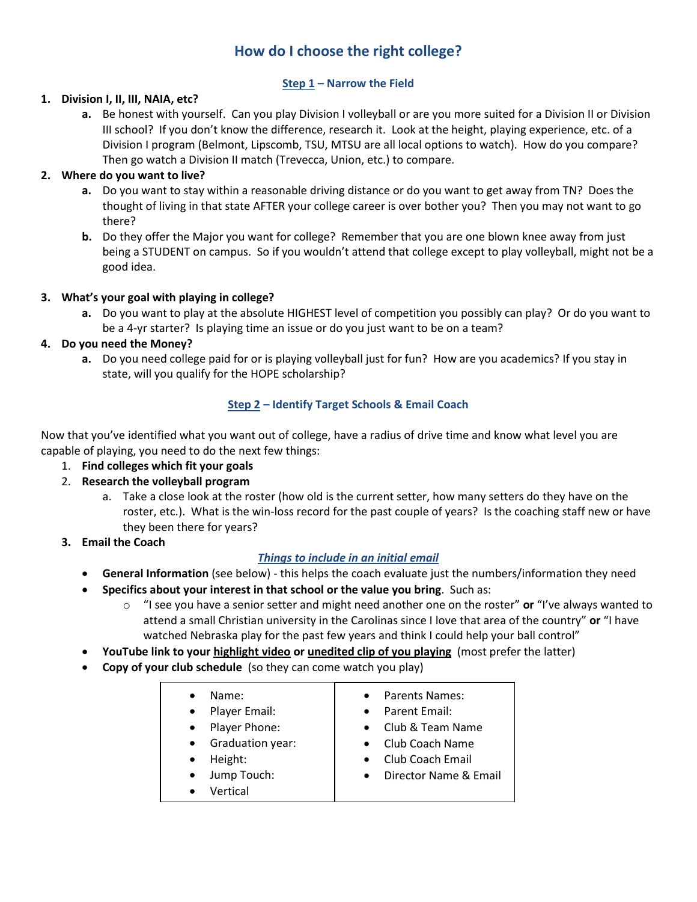# How do I choose the right college?

## <u>Step 1</u> – Narrow the Field

1. **Division I, II, III, NAIA, etc?**
   a. Be honest with yourself. Can you play Division I volleyball or are you more suited for a Division II or Division III school? If you don't know the difference, research it. Look at the height, playing experience, etc. of a Division I program (Belmont, Lipscomb, TSU, MTSU are all local options to watch). How do you compare? Then go watch a Division II match (Trevecca, Union, etc.) to compare.
2. **Where do you want to live?**
   a. Do you want to stay within a reasonable driving distance or do you want to get away from TN? Does the thought of living in that state AFTER your college career is over bother you? Then you may not want to go there?
   b. Do they offer the Major you want for college? Remember that you are one blown knee away from just being a STUDENT on campus. So if you wouldn't attend that college except to play volleyball, might not be a good idea.
3. **What's your goal with playing in college?**
   a. Do you want to play at the absolute HIGHEST level of competition you possibly can play? Or do you want to be a 4-yr starter? Is playing time an issue or do you just want to be on a team?
4. **Do you need the Money?**
   a. Do you need college paid for or is playing volleyball just for fun? How are you academics? If you stay in state, will you qualify for the HOPE scholarship?

## <u>Step 2</u> – Identify Target Schools & Email Coach

Now that you've identified what you want out of college, have a radius of drive time and know what level you are capable of playing, you need to do the next few things:

1. **Find colleges which fit your goals**
2. **Research the volleyball program**
   a. Take a close look at the roster (how old is the current setter, how many setters do they have on the roster, etc.). What is the win-loss record for the past couple of years? Is the coaching staff new or have they been there for years?
3. **Email the Coach**

***<u>Things to include in an initial email</u>***

- **General Information** (see below) - this helps the coach evaluate just the numbers/information they need
- **Specifics about your interest in that school or the value you bring**. Such as:
  - "I see you have a senior setter and might need another one on the roster" **or** "I've always wanted to attend a small Christian university in the Carolinas since I love that area of the country" **or** "I have watched Nebraska play for the past few years and think I could help your ball control"
- **YouTube link to your <u>highlight video</u> or <u>unedited clip of you playing</u>** (most prefer the latter)
- **Copy of your club schedule** (so they can come watch you play)

| | |
|---|---|
| • Name:<br>• Player Email:<br>• Player Phone:<br>• Graduation year:<br>• Height:<br>• Jump Touch:<br>• Vertical | • Parents Names:<br>• Parent Email:<br>• Club & Team Name<br>• Club Coach Name<br>• Club Coach Email<br>• Director Name & Email |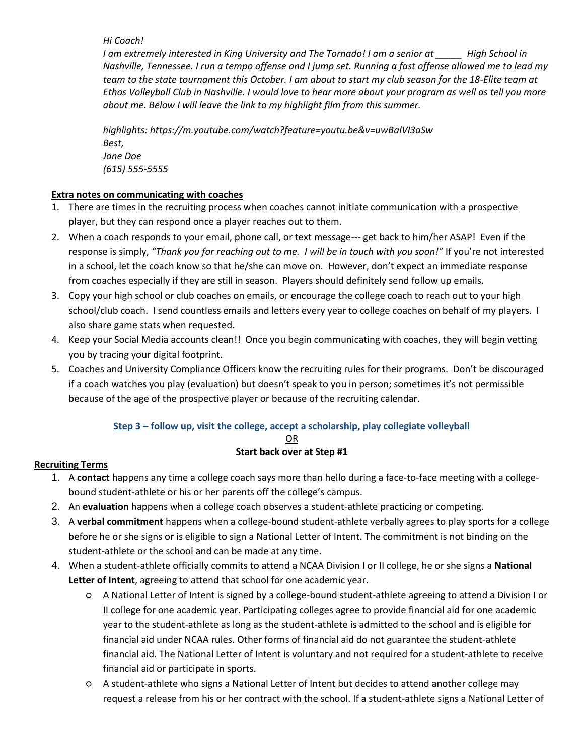*Hi Coach!*
*I am extremely interested in King University and The Tornado! I am a senior at _____ High School in Nashville, Tennessee. I run a tempo offense and I jump set. Running a fast offense allowed me to lead my team to the state tournament this October. I am about to start my club season for the 18-Elite team at Ethos Volleyball Club in Nashville. I would love to hear more about your program as well as tell you more about me. Below I will leave the link to my highlight film from this summer.*

*highlights: https://m.youtube.com/watch?feature=youtu.be&v=uwBalVI3aSw*
*Best,*
*Jane Doe*
*(615) 555-5555*

**Extra notes on communicating with coaches**

1. There are times in the recruiting process when coaches cannot initiate communication with a prospective player, but they can respond once a player reaches out to them.
2. When a coach responds to your email, phone call, or text message--- get back to him/her ASAP! Even if the response is simply, *"Thank you for reaching out to me. I will be in touch with you soon!"* If you're not interested in a school, let the coach know so that he/she can move on. However, don't expect an immediate response from coaches especially if they are still in season. Players should definitely send follow up emails.
3. Copy your high school or club coaches on emails, or encourage the college coach to reach out to your high school/club coach. I send countless emails and letters every year to college coaches on behalf of my players. I also share game stats when requested.
4. Keep your Social Media accounts clean!! Once you begin communicating with coaches, they will begin vetting you by tracing your digital footprint.
5. Coaches and University Compliance Officers know the recruiting rules for their programs. Don't be discouraged if a coach watches you play (evaluation) but doesn't speak to you in person; sometimes it's not permissible because of the age of the prospective player or because of the recruiting calendar.

### Step 3 – follow up, visit the college, accept a scholarship, play collegiate volleyball

OR

**Start back over at Step #1**

**Recruiting Terms**

1. A **contact** happens any time a college coach says more than hello during a face-to-face meeting with a college-bound student-athlete or his or her parents off the college's campus.
2. An **evaluation** happens when a college coach observes a student-athlete practicing or competing.
3. A **verbal commitment** happens when a college-bound student-athlete verbally agrees to play sports for a college before he or she signs or is eligible to sign a National Letter of Intent. The commitment is not binding on the student-athlete or the school and can be made at any time.
4. When a student-athlete officially commits to attend a NCAA Division I or II college, he or she signs a **National Letter of Intent**, agreeing to attend that school for one academic year.
   - A National Letter of Intent is signed by a college-bound student-athlete agreeing to attend a Division I or II college for one academic year. Participating colleges agree to provide financial aid for one academic year to the student-athlete as long as the student-athlete is admitted to the school and is eligible for financial aid under NCAA rules. Other forms of financial aid do not guarantee the student-athlete financial aid. The National Letter of Intent is voluntary and not required for a student-athlete to receive financial aid or participate in sports.
   - A student-athlete who signs a National Letter of Intent but decides to attend another college may request a release from his or her contract with the school. If a student-athlete signs a National Letter of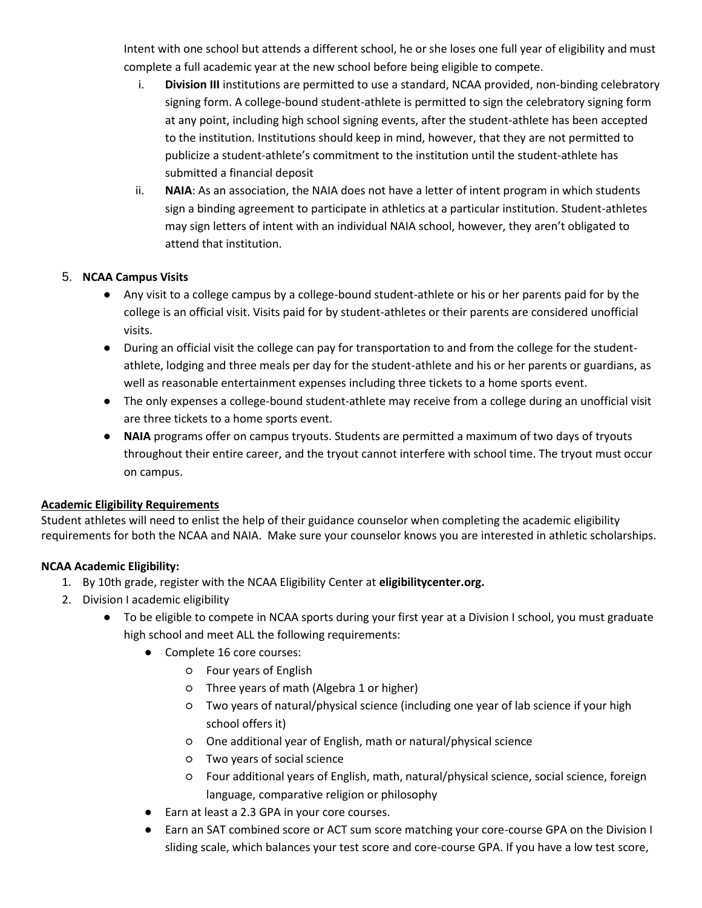Intent with one school but attends a different school, he or she loses one full year of eligibility and must complete a full academic year at the new school before being eligible to compete.

   i. **Division III** institutions are permitted to use a standard, NCAA provided, non-binding celebratory signing form. A college-bound student-athlete is permitted to sign the celebratory signing form at any point, including high school signing events, after the student-athlete has been accepted to the institution. Institutions should keep in mind, however, that they are not permitted to publicize a student-athlete's commitment to the institution until the student-athlete has submitted a financial deposit

   ii. **NAIA**: As an association, the NAIA does not have a letter of intent program in which students sign a binding agreement to participate in athletics at a particular institution. Student-athletes may sign letters of intent with an individual NAIA school, however, they aren't obligated to attend that institution.

5. **NCAA Campus Visits**
   - Any visit to a college campus by a college-bound student-athlete or his or her parents paid for by the college is an official visit. Visits paid for by student-athletes or their parents are considered unofficial visits.
   - During an official visit the college can pay for transportation to and from the college for the student-athlete, lodging and three meals per day for the student-athlete and his or her parents or guardians, as well as reasonable entertainment expenses including three tickets to a home sports event.
   - The only expenses a college-bound student-athlete may receive from a college during an unofficial visit are three tickets to a home sports event.
   - **NAIA** programs offer on campus tryouts. Students are permitted a maximum of two days of tryouts throughout their entire career, and the tryout cannot interfere with school time. The tryout must occur on campus.

**Academic Eligibility Requirements**

Student athletes will need to enlist the help of their guidance counselor when completing the academic eligibility requirements for both the NCAA and NAIA. Make sure your counselor knows you are interested in athletic scholarships.

**NCAA Academic Eligibility:**

1. By 10th grade, register with the NCAA Eligibility Center at **eligibilitycenter.org.**
2. Division I academic eligibility
   - To be eligible to compete in NCAA sports during your first year at a Division I school, you must graduate high school and meet ALL the following requirements:
     - Complete 16 core courses:
       - Four years of English
       - Three years of math (Algebra 1 or higher)
       - Two years of natural/physical science (including one year of lab science if your high school offers it)
       - One additional year of English, math or natural/physical science
       - Two years of social science
       - Four additional years of English, math, natural/physical science, social science, foreign language, comparative religion or philosophy
     - Earn at least a 2.3 GPA in your core courses.
     - Earn an SAT combined score or ACT sum score matching your core-course GPA on the Division I sliding scale, which balances your test score and core-course GPA. If you have a low test score,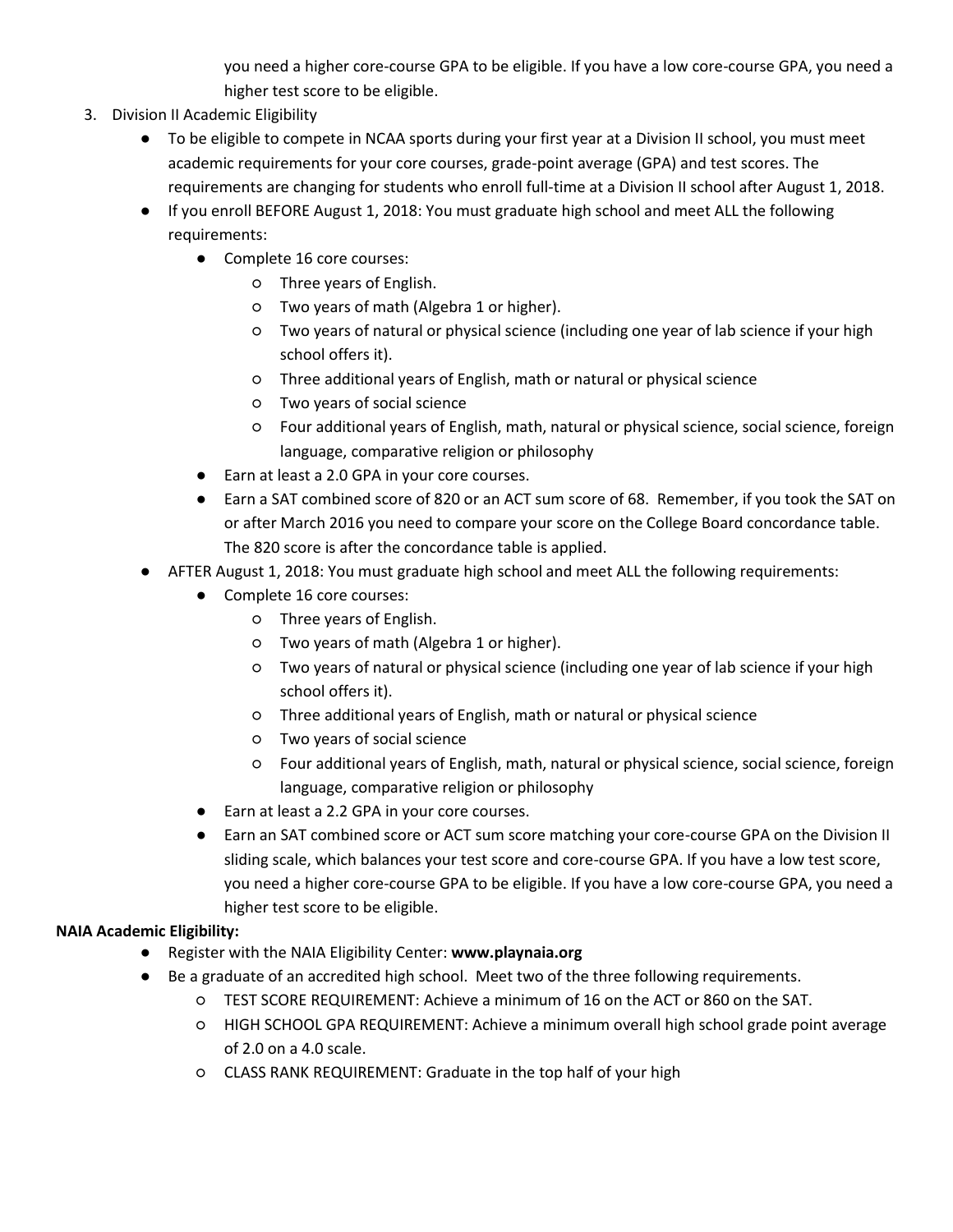you need a higher core-course GPA to be eligible. If you have a low core-course GPA, you need a higher test score to be eligible.

3. Division II Academic Eligibility
    - To be eligible to compete in NCAA sports during your first year at a Division II school, you must meet academic requirements for your core courses, grade-point average (GPA) and test scores. The requirements are changing for students who enroll full-time at a Division II school after August 1, 2018.
    - If you enroll BEFORE August 1, 2018: You must graduate high school and meet ALL the following requirements:
        - Complete 16 core courses:
            - Three years of English.
            - Two years of math (Algebra 1 or higher).
            - Two years of natural or physical science (including one year of lab science if your high school offers it).
            - Three additional years of English, math or natural or physical science
            - Two years of social science
            - Four additional years of English, math, natural or physical science, social science, foreign language, comparative religion or philosophy
        - Earn at least a 2.0 GPA in your core courses.
        - Earn a SAT combined score of 820 or an ACT sum score of 68. Remember, if you took the SAT on or after March 2016 you need to compare your score on the College Board concordance table. The 820 score is after the concordance table is applied.
    - AFTER August 1, 2018: You must graduate high school and meet ALL the following requirements:
        - Complete 16 core courses:
            - Three years of English.
            - Two years of math (Algebra 1 or higher).
            - Two years of natural or physical science (including one year of lab science if your high school offers it).
            - Three additional years of English, math or natural or physical science
            - Two years of social science
            - Four additional years of English, math, natural or physical science, social science, foreign language, comparative religion or philosophy
        - Earn at least a 2.2 GPA in your core courses.
        - Earn an SAT combined score or ACT sum score matching your core-course GPA on the Division II sliding scale, which balances your test score and core-course GPA. If you have a low test score, you need a higher core-course GPA to be eligible. If you have a low core-course GPA, you need a higher test score to be eligible.

**NAIA Academic Eligibility:**

- Register with the NAIA Eligibility Center: **www.playnaia.org**
- Be a graduate of an accredited high school. Meet two of the three following requirements.
    - TEST SCORE REQUIREMENT: Achieve a minimum of 16 on the ACT or 860 on the SAT.
    - HIGH SCHOOL GPA REQUIREMENT: Achieve a minimum overall high school grade point average of 2.0 on a 4.0 scale.
    - CLASS RANK REQUIREMENT: Graduate in the top half of your high